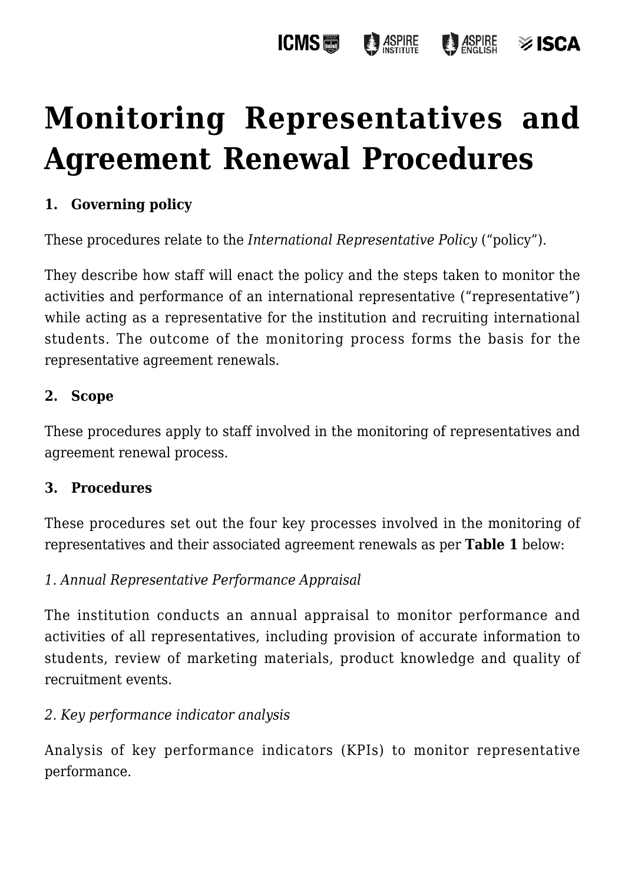# Monitoring Representatives and Agreement Renewal Procedures

## 1. Governing policy

These procedures relate to the *International Representative Policy* ("policy").

They describe how staff will enact the policy and the steps taken to monitor the activities and performance of an international representative ("representative") while acting as a representative for the institution and recruiting international students. The outcome of the monitoring process forms the basis for the representative agreement renewals.

## 2. Scope

These procedures apply to staff involved in the monitoring of representatives and agreement renewal process.

## 3. Procedures

These procedures set out the four key processes involved in the monitoring of representatives and their associated agreement renewals as per **Table 1** below:

*1. Annual Representative Performance Appraisal*

The institution conducts an annual appraisal to monitor performance and activities of all representatives, including provision of accurate information to students, review of marketing materials, product knowledge and quality of recruitment events.

*2. Key performance indicator analysis*

Analysis of key performance indicators (KPIs) to monitor representative performance.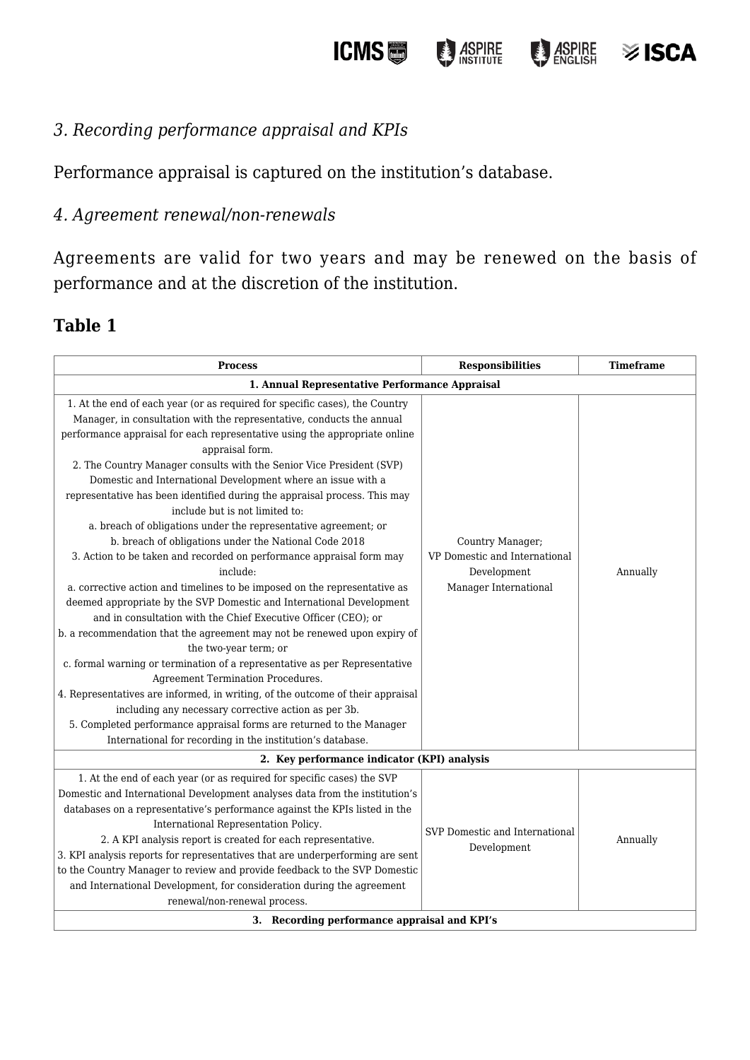*3. Recording performance appraisal and KPIs*

Performance appraisal is captured on the institution's database.

*4. Agreement renewal/non-renewals*

Agreements are valid for two years and may be renewed on the basis of performance and at the discretion of the institution.

## Table 1

| Process | Responsibilities | Timeframe |
|---|---|---|
| **1. Annual Representative Performance Appraisal** | | |
| 1. At the end of each year (or as required for specific cases), the Country Manager, in consultation with the representative, conducts the annual performance appraisal for each representative using the appropriate online appraisal form.<br>2. The Country Manager consults with the Senior Vice President (SVP) Domestic and International Development where an issue with a representative has been identified during the appraisal process. This may include but is not limited to:<br>a. breach of obligations under the representative agreement; or<br>b. breach of obligations under the National Code 2018<br>3. Action to be taken and recorded on performance appraisal form may include:<br>a. corrective action and timelines to be imposed on the representative as deemed appropriate by the SVP Domestic and International Development and in consultation with the Chief Executive Officer (CEO); or<br>b. a recommendation that the agreement may not be renewed upon expiry of the two-year term; or<br>c. formal warning or termination of a representative as per Representative Agreement Termination Procedures.<br>4. Representatives are informed, in writing, of the outcome of their appraisal including any necessary corrective action as per 3b.<br>5. Completed performance appraisal forms are returned to the Manager International for recording in the institution's database. | Country Manager;<br>VP Domestic and International Development<br>Manager International | Annually |
| **2. Key performance indicator (KPI) analysis** | | |
| 1. At the end of each year (or as required for specific cases) the SVP Domestic and International Development analyses data from the institution's databases on a representative's performance against the KPIs listed in the International Representation Policy.<br>2. A KPI analysis report is created for each representative.<br>3. KPI analysis reports for representatives that are underperforming are sent to the Country Manager to review and provide feedback to the SVP Domestic and International Development, for consideration during the agreement renewal/non-renewal process. | SVP Domestic and International Development | Annually |
| **3. Recording performance appraisal and KPI's** | | |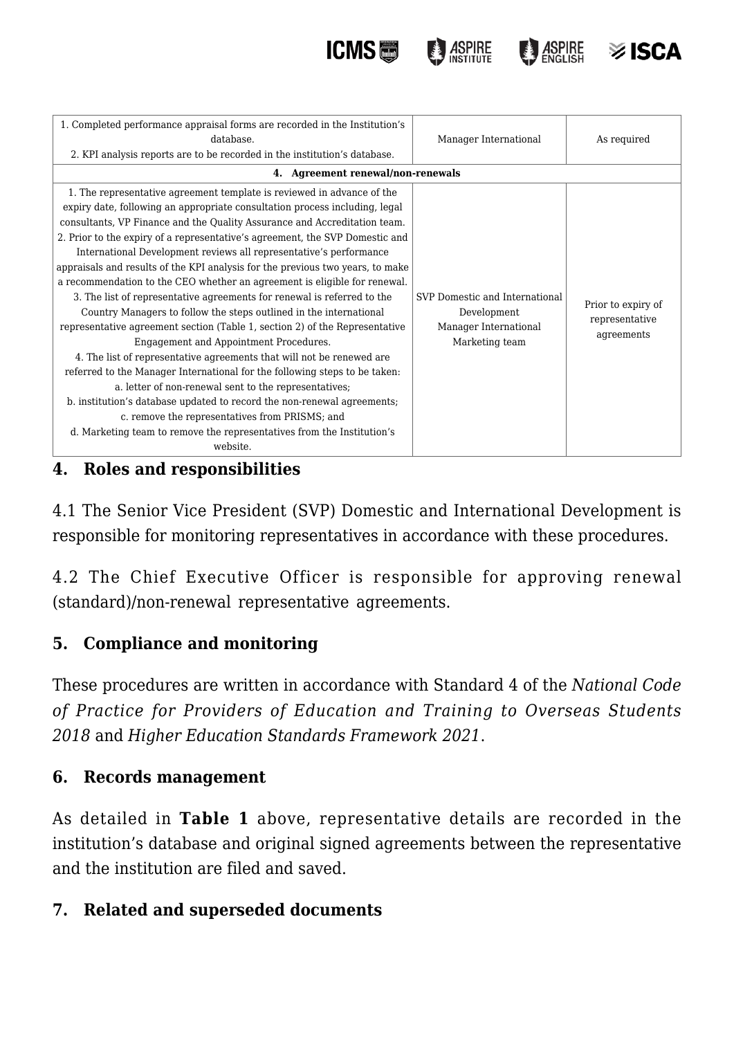| | | |
|---|---|---|
| 1. Completed performance appraisal forms are recorded in the Institution's database.<br>2. KPI analysis reports are to be recorded in the institution's database. | Manager International | As required |
| **4. Agreement renewal/non-renewals** | | |
| 1. The representative agreement template is reviewed in advance of the expiry date, following an appropriate consultation process including, legal consultants, VP Finance and the Quality Assurance and Accreditation team.<br>2. Prior to the expiry of a representative's agreement, the SVP Domestic and International Development reviews all representative's performance appraisals and results of the KPI analysis for the previous two years, to make a recommendation to the CEO whether an agreement is eligible for renewal.<br>3. The list of representative agreements for renewal is referred to the Country Managers to follow the steps outlined in the international representative agreement section (Table 1, section 2) of the Representative Engagement and Appointment Procedures.<br>4. The list of representative agreements that will not be renewed are referred to the Manager International for the following steps to be taken:<br>a. letter of non-renewal sent to the representatives;<br>b. institution's database updated to record the non-renewal agreements;<br>c. remove the representatives from PRISMS; and<br>d. Marketing team to remove the representatives from the Institution's website. | SVP Domestic and International Development<br>Manager International<br>Marketing team | Prior to expiry of representative agreements |

## 4. Roles and responsibilities

4.1 The Senior Vice President (SVP) Domestic and International Development is responsible for monitoring representatives in accordance with these procedures.

4.2 The Chief Executive Officer is responsible for approving renewal (standard)/non-renewal representative agreements.

## 5. Compliance and monitoring

These procedures are written in accordance with Standard 4 of the *National Code of Practice for Providers of Education and Training to Overseas Students 2018* and *Higher Education Standards Framework 2021*.

## 6. Records management

As detailed in **Table 1** above, representative details are recorded in the institution's database and original signed agreements between the representative and the institution are filed and saved.

## 7. Related and superseded documents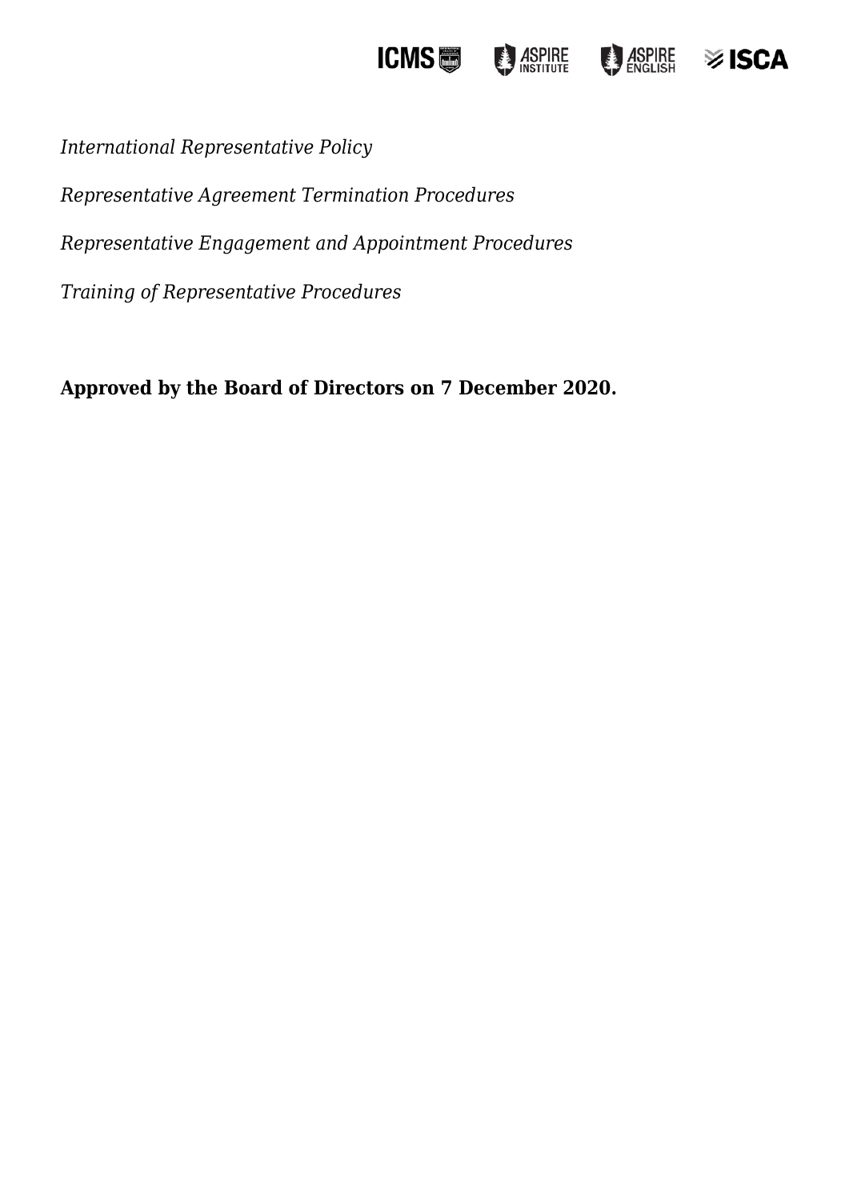*International Representative Policy*

*Representative Agreement Termination Procedures*

*Representative Engagement and Appointment Procedures*

*Training of Representative Procedures*

**Approved by the Board of Directors on 7 December 2020.**